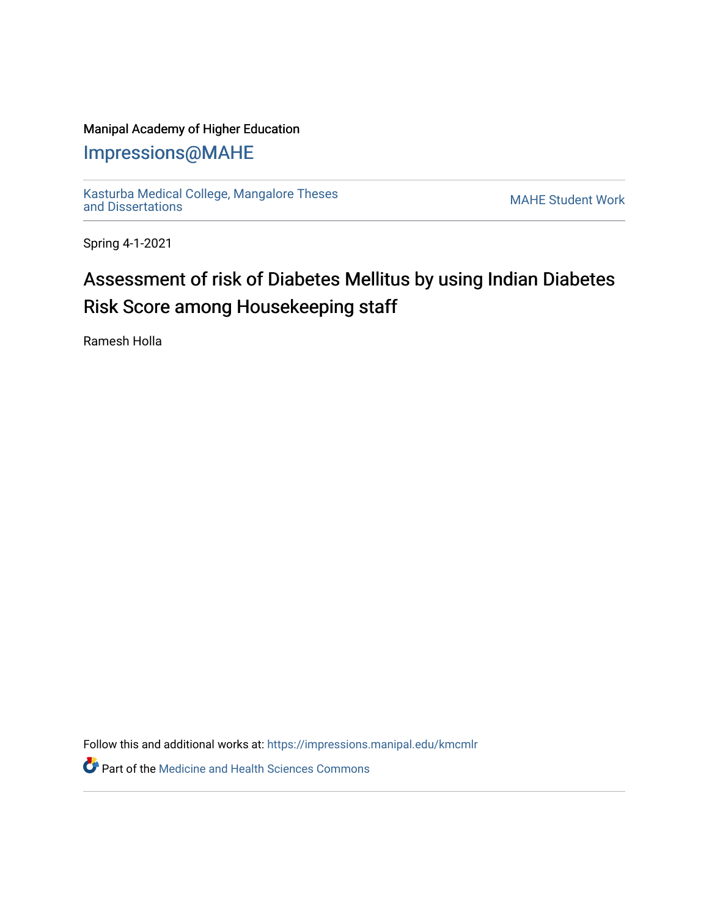Manipal Academy of Higher Education

# Impressions@MAHE

Kasturba Medical College, Mangalore Theses and Dissertations

MAHE Student Work

Spring 4-1-2021

# Assessment of risk of Diabetes Mellitus by using Indian Diabetes Risk Score among Housekeeping staff

Ramesh Holla

Follow this and additional works at: https://impressions.manipal.edu/kmcmlr

Part of the Medicine and Health Sciences Commons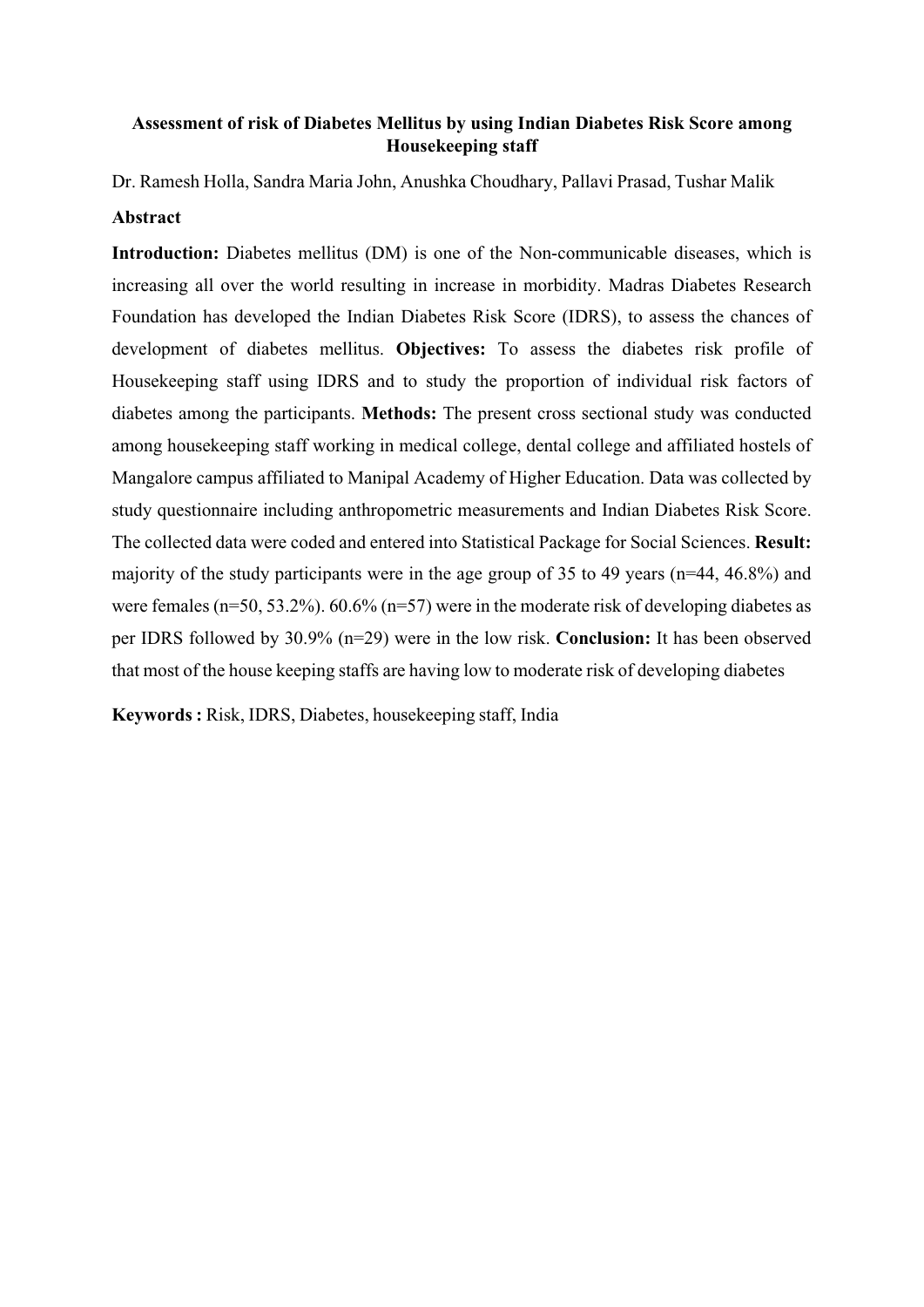**Assessment of risk of Diabetes Mellitus by using Indian Diabetes Risk Score among Housekeeping staff**

Dr. Ramesh Holla, Sandra Maria John, Anushka Choudhary, Pallavi Prasad, Tushar Malik

**Abstract**

**Introduction:** Diabetes mellitus (DM) is one of the Non-communicable diseases, which is increasing all over the world resulting in increase in morbidity. Madras Diabetes Research Foundation has developed the Indian Diabetes Risk Score (IDRS), to assess the chances of development of diabetes mellitus. **Objectives:** To assess the diabetes risk profile of Housekeeping staff using IDRS and to study the proportion of individual risk factors of diabetes among the participants. **Methods:** The present cross sectional study was conducted among housekeeping staff working in medical college, dental college and affiliated hostels of Mangalore campus affiliated to Manipal Academy of Higher Education. Data was collected by study questionnaire including anthropometric measurements and Indian Diabetes Risk Score. The collected data were coded and entered into Statistical Package for Social Sciences. **Result:** majority of the study participants were in the age group of 35 to 49 years (n=44, 46.8%) and were females (n=50, 53.2%). 60.6% (n=57) were in the moderate risk of developing diabetes as per IDRS followed by 30.9% (n=29) were in the low risk. **Conclusion:** It has been observed that most of the house keeping staffs are having low to moderate risk of developing diabetes

**Keywords :** Risk, IDRS, Diabetes, housekeeping staff, India